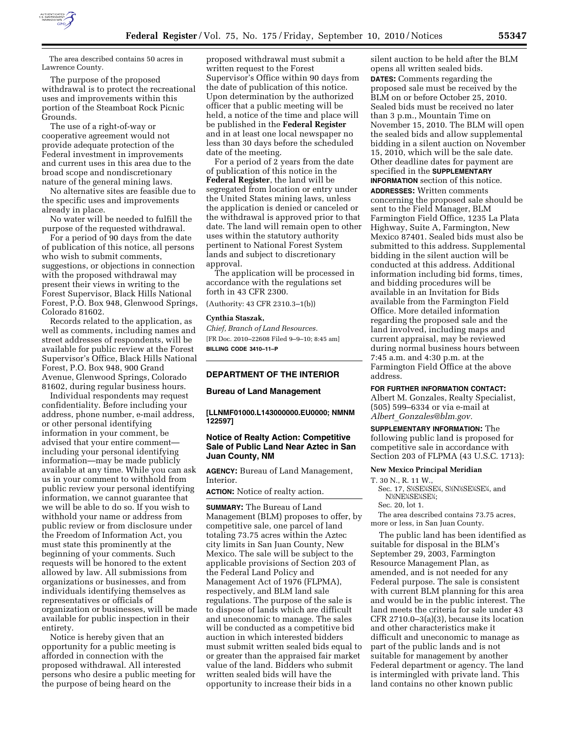The area described contains 50 acres in Lawrence County.

The purpose of the proposed withdrawal is to protect the recreational uses and improvements within this portion of the Steamboat Rock Picnic Grounds.

The use of a right-of-way or cooperative agreement would not provide adequate protection of the Federal investment in improvements and current uses in this area due to the broad scope and nondiscretionary nature of the general mining laws.

No alternative sites are feasible due to the specific uses and improvements already in place.

No water will be needed to fulfill the purpose of the requested withdrawal.

For a period of 90 days from the date of publication of this notice, all persons who wish to submit comments, suggestions, or objections in connection with the proposed withdrawal may present their views in writing to the Forest Supervisor, Black Hills National Forest, P.O. Box 948, Glenwood Springs, Colorado 81602.

Records related to the application, as well as comments, including names and street addresses of respondents, will be available for public review at the Forest Supervisor's Office, Black Hills National Forest, P.O. Box 948, 900 Grand Avenue, Glenwood Springs, Colorado 81602, during regular business hours.

Individual respondents may request confidentiality. Before including your address, phone number, e-mail address, or other personal identifying information in your comment, be advised that your entire comment—including your personal identifying information—may be made publicly available at any time. While you can ask us in your comment to withhold from public review your personal identifying information, we cannot guarantee that we will be able to do so. If you wish to withhold your name or address from public review or from disclosure under the Freedom of Information Act, you must state this prominently at the beginning of your comments. Such requests will be honored to the extent allowed by law. All submissions from organizations or businesses, and from individuals identifying themselves as representatives or officials of organization or businesses, will be made available for public inspection in their entirety.

Notice is hereby given that an opportunity for a public meeting is afforded in connection with the proposed withdrawal. All interested persons who desire a public meeting for the purpose of being heard on the proposed withdrawal must submit a written request to the Forest Supervisor's Office within 90 days from the date of publication of this notice. Upon determination by the authorized officer that a public meeting will be held, a notice of the time and place will be published in the **Federal Register** and in at least one local newspaper no less than 30 days before the scheduled date of the meeting.

For a period of 2 years from the date of publication of this notice in the **Federal Register**, the land will be segregated from location or entry under the United States mining laws, unless the application is denied or canceled or the withdrawal is approved prior to that date. The land will remain open to other uses within the statutory authority pertinent to National Forest System lands and subject to discretionary approval.

The application will be processed in accordance with the regulations set forth in 43 CFR 2300.

(Authority: 43 CFR 2310.3–1(b))

**Cynthia Staszak,**

*Chief, Branch of Land Resources.*

[FR Doc. 2010–22608 Filed 9–9–10; 8:45 am]

**BILLING CODE 3410–11–P**

## DEPARTMENT OF THE INTERIOR

### Bureau of Land Management

**[LLNMF01000.L143000000.EU0000; NMNM 122597]**

### Notice of Realty Action: Competitive Sale of Public Land Near Aztec in San Juan County, NM

**AGENCY:** Bureau of Land Management, Interior.

**ACTION:** Notice of realty action.

**SUMMARY:** The Bureau of Land Management (BLM) proposes to offer, by competitive sale, one parcel of land totaling 73.75 acres within the Aztec city limits in San Juan County, New Mexico. The sale will be subject to the applicable provisions of Section 203 of the Federal Land Policy and Management Act of 1976 (FLPMA), respectively, and BLM land sale regulations. The purpose of the sale is to dispose of lands which are difficult and uneconomic to manage. The sales will be conducted as a competitive bid auction in which interested bidders must submit written sealed bids equal to or greater than the appraised fair market value of the land. Bidders who submit written sealed bids will have the opportunity to increase their bids in a silent auction to be held after the BLM opens all written sealed bids.

**DATES:** Comments regarding the proposed sale must be received by the BLM on or before October 25, 2010. Sealed bids must be received no later than 3 p.m., Mountain Time on November 15, 2010. The BLM will open the sealed bids and allow supplemental bidding in a silent auction on November 15, 2010, which will be the sale date. Other deadline dates for payment are specified in the **SUPPLEMENTARY INFORMATION** section of this notice.

**ADDRESSES:** Written comments concerning the proposed sale should be sent to the Field Manager, BLM Farmington Field Office, 1235 La Plata Highway, Suite A, Farmington, New Mexico 87401. Sealed bids must also be submitted to this address. Supplemental bidding in the silent auction will be conducted at this address. Additional information including bid forms, times, and bidding procedures will be available in an Invitation for Bids available from the Farmington Field Office. More detailed information regarding the proposed sale and the land involved, including maps and current appraisal, may be reviewed during normal business hours between 7:45 a.m. and 4:30 p.m. at the Farmington Field Office at the above address.

**FOR FURTHER INFORMATION CONTACT:** Albert M. Gonzales, Realty Specialist, (505) 599–6334 or via e-mail at *Albert_Gonzales@blm.gov.*

**SUPPLEMENTARY INFORMATION:** The following public land is proposed for competitive sale in accordance with Section 203 of FLPMA (43 U.S.C. 1713):

**New Mexico Principal Meridian**

T. 30 N., R. 11 W.,
Sec. 17, S½SE¼SE¼, S½N½SE¼SE¼, and N½NE¼SE¼SE¼;
Sec. 20, lot 1.

The area described contains 73.75 acres, more or less, in San Juan County.

The public land has been identified as suitable for disposal in the BLM's September 29, 2003, Farmington Resource Management Plan, as amended, and is not needed for any Federal purpose. The sale is consistent with current BLM planning for this area and would be in the public interest. The land meets the criteria for sale under 43 CFR 2710.0–3(a)(3), because its location and other characteristics make it difficult and uneconomic to manage as part of the public lands and is not suitable for management by another Federal department or agency. The land is intermingled with private land. This land contains no other known public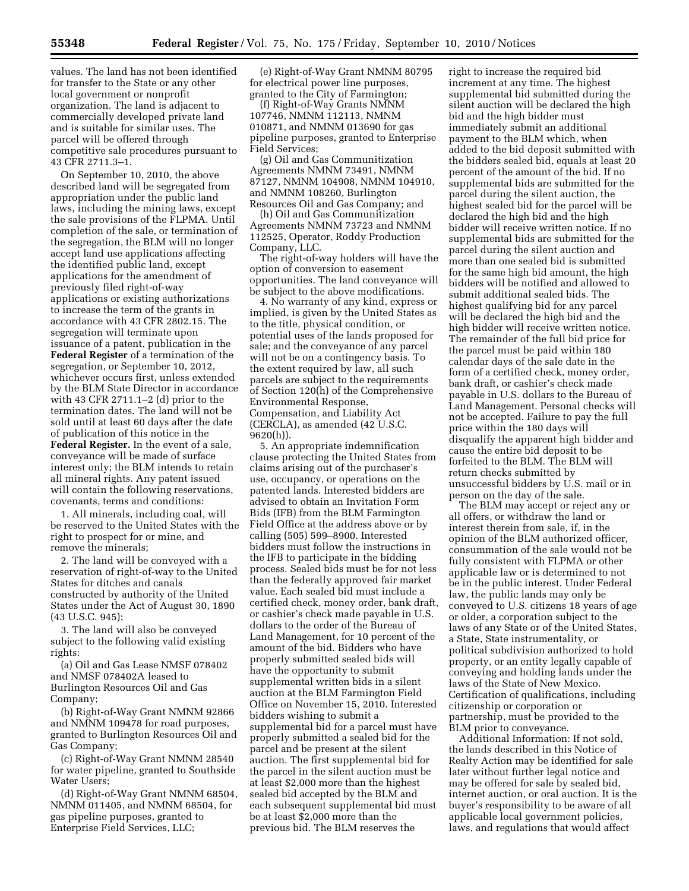values. The land has not been identified for transfer to the State or any other local government or nonprofit organization. The land is adjacent to commercially developed private land and is suitable for similar uses. The parcel will be offered through competitive sale procedures pursuant to 43 CFR 2711.3–1.

On September 10, 2010, the above described land will be segregated from appropriation under the public land laws, including the mining laws, except the sale provisions of the FLPMA. Until completion of the sale, or termination of the segregation, the BLM will no longer accept land use applications affecting the identified public land, except applications for the amendment of previously filed right-of-way applications or existing authorizations to increase the term of the grants in accordance with 43 CFR 2802.15. The segregation will terminate upon issuance of a patent, publication in the **Federal Register** of a termination of the segregation, or September 10, 2012, whichever occurs first, unless extended by the BLM State Director in accordance with 43 CFR 2711.1–2 (d) prior to the termination dates. The land will not be sold until at least 60 days after the date of publication of this notice in the **Federal Register.** In the event of a sale, conveyance will be made of surface interest only; the BLM intends to retain all mineral rights. Any patent issued will contain the following reservations, covenants, terms and conditions:

1. All minerals, including coal, will be reserved to the United States with the right to prospect for or mine, and remove the minerals;

2. The land will be conveyed with a reservation of right-of-way to the United States for ditches and canals constructed by authority of the United States under the Act of August 30, 1890 (43 U.S.C. 945);

3. The land will also be conveyed subject to the following valid existing rights:

(a) Oil and Gas Lease NMSF 078402 and NMSF 078402A leased to Burlington Resources Oil and Gas Company;

(b) Right-of-Way Grant NMNM 92866 and NMNM 109478 for road purposes, granted to Burlington Resources Oil and Gas Company;

(c) Right-of-Way Grant NMNM 28540 for water pipeline, granted to Southside Water Users;

(d) Right-of-Way Grant NMNM 68504, NMNM 011405, and NMNM 68504, for gas pipeline purposes, granted to Enterprise Field Services, LLC;

(e) Right-of-Way Grant NMNM 80795 for electrical power line purposes, granted to the City of Farmington;

(f) Right-of-Way Grants NMNM 107746, NMNM 112113, NMNM 010871, and NMNM 013690 for gas pipeline purposes, granted to Enterprise Field Services;

(g) Oil and Gas Communitization Agreements NMNM 73491, NMNM 87127, NMNM 104908, NMNM 104910, and NMNM 108260, Burlington Resources Oil and Gas Company; and

(h) Oil and Gas Communitization Agreements NMNM 73723 and NMNM 112525, Operator, Roddy Production Company, LLC.

The right-of-way holders will have the option of conversion to easement opportunities. The land conveyance will be subject to the above modifications.

4. No warranty of any kind, express or implied, is given by the United States as to the title, physical condition, or potential uses of the lands proposed for sale; and the conveyance of any parcel will not be on a contingency basis. To the extent required by law, all such parcels are subject to the requirements of Section 120(h) of the Comprehensive Environmental Response, Compensation, and Liability Act (CERCLA), as amended (42 U.S.C. 9620(h)).

5. An appropriate indemnification clause protecting the United States from claims arising out of the purchaser's use, occupancy, or operations on the patented lands. Interested bidders are advised to obtain an Invitation Form Bids (IFB) from the BLM Farmington Field Office at the address above or by calling (505) 599–8900. Interested bidders must follow the instructions in the IFB to participate in the bidding process. Sealed bids must be for not less than the federally approved fair market value. Each sealed bid must include a certified check, money order, bank draft, or cashier's check made payable in U.S. dollars to the order of the Bureau of Land Management, for 10 percent of the amount of the bid. Bidders who have properly submitted sealed bids will have the opportunity to submit supplemental written bids in a silent auction at the BLM Farmington Field Office on November 15, 2010. Interested bidders wishing to submit a supplemental bid for a parcel must have properly submitted a sealed bid for the parcel and be present at the silent auction. The first supplemental bid for the parcel in the silent auction must be at least $2,000 more than the highest sealed bid accepted by the BLM and each subsequent supplemental bid must be at least $2,000 more than the previous bid. The BLM reserves the right to increase the required bid increment at any time. The highest supplemental bid submitted during the silent auction will be declared the high bid and the high bidder must immediately submit an additional payment to the BLM which, when added to the bid deposit submitted with the bidders sealed bid, equals at least 20 percent of the amount of the bid. If no supplemental bids are submitted for the parcel during the silent auction, the highest sealed bid for the parcel will be declared the high bid and the high bidder will receive written notice. If no supplemental bids are submitted for the parcel during the silent auction and more than one sealed bid is submitted for the same high bid amount, the high bidders will be notified and allowed to submit additional sealed bids. The highest qualifying bid for any parcel will be declared the high bid and the high bidder will receive written notice. The remainder of the full bid price for the parcel must be paid within 180 calendar days of the sale date in the form of a certified check, money order, bank draft, or cashier's check made payable in U.S. dollars to the Bureau of Land Management. Personal checks will not be accepted. Failure to pay the full price within the 180 days will disqualify the apparent high bidder and cause the entire bid deposit to be forfeited to the BLM. The BLM will return checks submitted by unsuccessful bidders by U.S. mail or in person on the day of the sale.

The BLM may accept or reject any or all offers, or withdraw the land or interest therein from sale, if, in the opinion of the BLM authorized officer, consummation of the sale would not be fully consistent with FLPMA or other applicable law or is determined to not be in the public interest. Under Federal law, the public lands may only be conveyed to U.S. citizens 18 years of age or older, a corporation subject to the laws of any State or of the United States, a State, State instrumentality, or political subdivision authorized to hold property, or an entity legally capable of conveying and holding lands under the laws of the State of New Mexico. Certification of qualifications, including citizenship or corporation or partnership, must be provided to the BLM prior to conveyance.

Additional Information: If not sold, the lands described in this Notice of Realty Action may be identified for sale later without further legal notice and may be offered for sale by sealed bid, internet auction, or oral auction. It is the buyer's responsibility to be aware of all applicable local government policies, laws, and regulations that would affect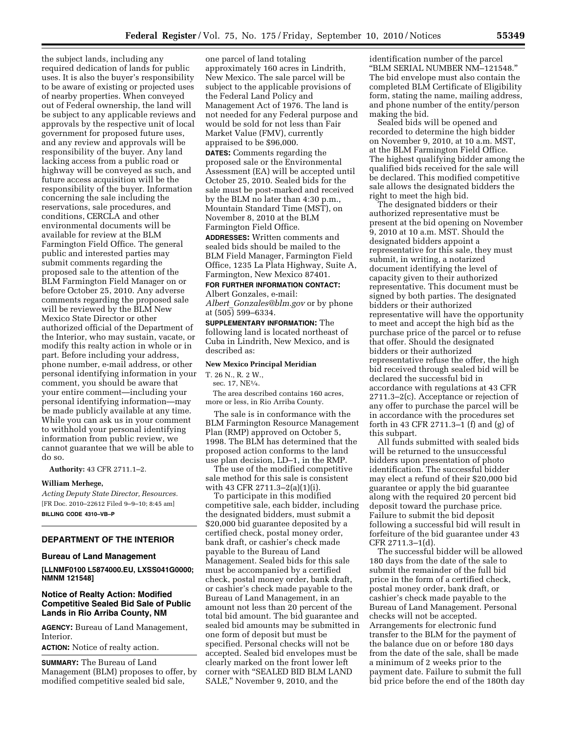the subject lands, including any required dedication of lands for public uses. It is also the buyer's responsibility to be aware of existing or projected uses of nearby properties. When conveyed out of Federal ownership, the land will be subject to any applicable reviews and approvals by the respective unit of local government for proposed future uses, and any review and approvals will be responsibility of the buyer. Any land lacking access from a public road or highway will be conveyed as such, and future access acquisition will be the responsibility of the buyer. Information concerning the sale including the reservations, sale procedures, and conditions, CERCLA and other environmental documents will be available for review at the BLM Farmington Field Office. The general public and interested parties may submit comments regarding the proposed sale to the attention of the BLM Farmington Field Manager on or before October 25, 2010. Any adverse comments regarding the proposed sale will be reviewed by the BLM New Mexico State Director or other authorized official of the Department of the Interior, who may sustain, vacate, or modify this realty action in whole or in part. Before including your address, phone number, e-mail address, or other personal identifying information in your comment, you should be aware that your entire comment—including your personal identifying information—may be made publicly available at any time. While you can ask us in your comment to withhold your personal identifying information from public review, we cannot guarantee that we will be able to do so.

**Authority:** 43 CFR 2711.1–2.

**William Merhege,**

*Acting Deputy State Director, Resources.*

[FR Doc. 2010–22612 Filed 9–9–10; 8:45 am]

**BILLING CODE 4310–VB–P**

## DEPARTMENT OF THE INTERIOR

### Bureau of Land Management

**[LLNMF0100 L5874000.EU, LXSS041G0000; NMNM 121548]**

### Notice of Realty Action: Modified Competitive Sealed Bid Sale of Public Lands in Rio Arriba County, NM

**AGENCY:** Bureau of Land Management, Interior.

**ACTION:** Notice of realty action.

**SUMMARY:** The Bureau of Land Management (BLM) proposes to offer, by modified competitive sealed bid sale, one parcel of land totaling approximately 160 acres in Lindrith, New Mexico. The sale parcel will be subject to the applicable provisions of the Federal Land Policy and Management Act of 1976. The land is not needed for any Federal purpose and would be sold for not less than Fair Market Value (FMV), currently appraised to be $96,000.

**DATES:** Comments regarding the proposed sale or the Environmental Assessment (EA) will be accepted until October 25, 2010. Sealed bids for the sale must be post-marked and received by the BLM no later than 4:30 p.m., Mountain Standard Time (MST), on November 8, 2010 at the BLM Farmington Field Office.

**ADDRESSES:** Written comments and sealed bids should be mailed to the BLM Field Manager, Farmington Field Office, 1235 La Plata Highway, Suite A, Farmington, New Mexico 87401.

**FOR FURTHER INFORMATION CONTACT:** Albert Gonzales, e-mail: *Albert_Gonzales@blm.gov* or by phone at (505) 599–6334.

**SUPPLEMENTARY INFORMATION:** The following land is located northeast of Cuba in Lindrith, New Mexico, and is described as:

**New Mexico Principal Meridian**

T. 26 N., R. 2 W.,
 sec. 17, NE¼.

The area described contains 160 acres, more or less, in Rio Arriba County.

The sale is in conformance with the BLM Farmington Resource Management Plan (RMP) approved on October 5, 1998. The BLM has determined that the proposed action conforms to the land use plan decision, LD–1, in the RMP.

The use of the modified competitive sale method for this sale is consistent with 43 CFR 2711.3–2(a)(1)(i).

To participate in this modified competitive sale, each bidder, including the designated bidders, must submit a $20,000 bid guarantee deposited by a certified check, postal money order, bank draft, or cashier's check made payable to the Bureau of Land Management. Sealed bids for this sale must be accompanied by a certified check, postal money order, bank draft, or cashier's check made payable to the Bureau of Land Management, in an amount not less than 20 percent of the total bid amount. The bid guarantee and sealed bid amounts may be submitted in one form of deposit but must be specified. Personal checks will not be accepted. Sealed bid envelopes must be clearly marked on the front lower left corner with "SEALED BID BLM LAND SALE," November 9, 2010, and the identification number of the parcel "BLM SERIAL NUMBER NM–121548." The bid envelope must also contain the completed BLM Certificate of Eligibility form, stating the name, mailing address, and phone number of the entity/person making the bid.

Sealed bids will be opened and recorded to determine the high bidder on November 9, 2010, at 10 a.m. MST, at the BLM Farmington Field Office. The highest qualifying bidder among the qualified bids received for the sale will be declared. This modified competitive sale allows the designated bidders the right to meet the high bid.

The designated bidders or their authorized representative must be present at the bid opening on November 9, 2010 at 10 a.m. MST. Should the designated bidders appoint a representative for this sale, they must submit, in writing, a notarized document identifying the level of capacity given to their authorized representative. This document must be signed by both parties. The designated bidders or their authorized representative will have the opportunity to meet and accept the high bid as the purchase price of the parcel or to refuse that offer. Should the designated bidders or their authorized representative refuse the offer, the high bid received through sealed bid will be declared the successful bid in accordance with regulations at 43 CFR 2711.3–2(c). Acceptance or rejection of any offer to purchase the parcel will be in accordance with the procedures set forth in 43 CFR 2711.3–1 (f) and (g) of this subpart.

All funds submitted with sealed bids will be returned to the unsuccessful bidders upon presentation of photo identification. The successful bidder may elect a refund of their $20,000 bid guarantee or apply the bid guarantee along with the required 20 percent bid deposit toward the purchase price. Failure to submit the bid deposit following a successful bid will result in forfeiture of the bid guarantee under 43 CFR 2711.3–1(d).

The successful bidder will be allowed 180 days from the date of the sale to submit the remainder of the full bid price in the form of a certified check, postal money order, bank draft, or cashier's check made payable to the Bureau of Land Management. Personal checks will not be accepted. Arrangements for electronic fund transfer to the BLM for the payment of the balance due on or before 180 days from the date of the sale, shall be made a minimum of 2 weeks prior to the payment date. Failure to submit the full bid price before the end of the 180th day